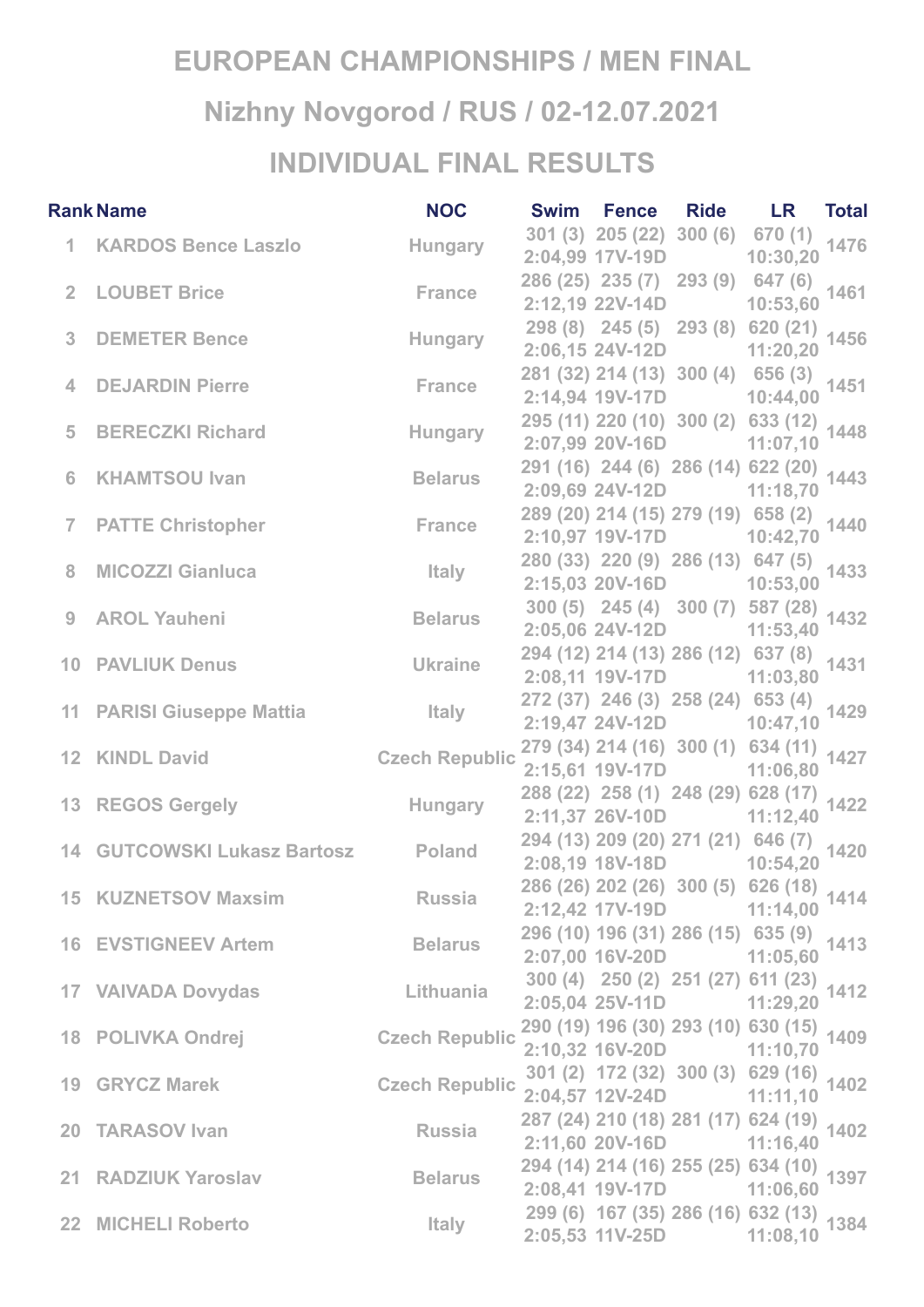# EUROPEAN CHAMPIONSHIPS / MEN FINAL

# Nizhny Novgorod / RUS / 02-12.07.2021

# INDIVIDUAL FINAL RESULTS

| Rank | Name | NOC | Swim | Fence | Ride | LR | Total |
|---|---|---|---|---|---|---|---|
| 1 | KARDOS Bence Laszlo | Hungary | 301 (3) 2:04,99 | 205 (22) 17V-19D | 300 (6) | 670 (1) 10:30,20 | 1476 |
| 2 | LOUBET Brice | France | 286 (25) 2:12,19 | 235 (7) 22V-14D | 293 (9) | 647 (6) 10:53,60 | 1461 |
| 3 | DEMETER Bence | Hungary | 298 (8) 2:06,15 | 245 (5) 24V-12D | 293 (8) | 620 (21) 11:20,20 | 1456 |
| 4 | DEJARDIN Pierre | France | 281 (32) 2:14,94 | 214 (13) 19V-17D | 300 (4) | 656 (3) 10:44,00 | 1451 |
| 5 | BERECZKI Richard | Hungary | 295 (11) 2:07,99 | 220 (10) 20V-16D | 300 (2) | 633 (12) 11:07,10 | 1448 |
| 6 | KHAMTSOU Ivan | Belarus | 291 (16) 2:09,69 | 244 (6) 24V-12D | 286 (14) | 622 (20) 11:18,70 | 1443 |
| 7 | PATTE Christopher | France | 289 (20) 2:10,97 | 214 (15) 19V-17D | 279 (19) | 658 (2) 10:42,70 | 1440 |
| 8 | MICOZZI Gianluca | Italy | 280 (33) 2:15,03 | 220 (9) 20V-16D | 286 (13) | 647 (5) 10:53,00 | 1433 |
| 9 | AROL Yauheni | Belarus | 300 (5) 2:05,06 | 245 (4) 24V-12D | 300 (7) | 587 (28) 11:53,40 | 1432 |
| 10 | PAVLIUK Denus | Ukraine | 294 (12) 2:08,11 | 214 (13) 19V-17D | 286 (12) | 637 (8) 11:03,80 | 1431 |
| 11 | PARISI Giuseppe Mattia | Italy | 272 (37) 2:19,47 | 246 (3) 24V-12D | 258 (24) | 653 (4) 10:47,10 | 1429 |
| 12 | KINDL David | Czech Republic | 279 (34) 2:15,61 | 214 (16) 19V-17D | 300 (1) | 634 (11) 11:06,80 | 1427 |
| 13 | REGOS Gergely | Hungary | 288 (22) 2:11,37 | 258 (1) 26V-10D | 248 (29) | 628 (17) 11:12,40 | 1422 |
| 14 | GUTCOWSKI Lukasz Bartosz | Poland | 294 (13) 2:08,19 | 209 (20) 18V-18D | 271 (21) | 646 (7) 10:54,20 | 1420 |
| 15 | KUZNETSOV Maxsim | Russia | 286 (26) 2:12,42 | 202 (26) 17V-19D | 300 (5) | 626 (18) 11:14,00 | 1414 |
| 16 | EVSTIGNEEV Artem | Belarus | 296 (10) 2:07,00 | 196 (31) 16V-20D | 286 (15) | 635 (9) 11:05,60 | 1413 |
| 17 | VAIVADA Dovydas | Lithuania | 300 (4) 2:05,04 | 250 (2) 25V-11D | 251 (27) | 611 (23) 11:29,20 | 1412 |
| 18 | POLIVKA Ondrej | Czech Republic | 290 (19) 2:10,32 | 196 (30) 16V-20D | 293 (10) | 630 (15) 11:10,70 | 1409 |
| 19 | GRYCZ Marek | Czech Republic | 301 (2) 2:04,57 | 172 (32) 12V-24D | 300 (3) | 629 (16) 11:11,10 | 1402 |
| 20 | TARASOV Ivan | Russia | 287 (24) 2:11,60 | 210 (18) 20V-16D | 281 (17) | 624 (19) 11:16,40 | 1402 |
| 21 | RADZIUK Yaroslav | Belarus | 294 (14) 2:08,41 | 214 (16) 19V-17D | 255 (25) | 634 (10) 11:06,60 | 1397 |
| 22 | MICHELI Roberto | Italy | 299 (6) 2:05,53 | 167 (35) 11V-25D | 286 (16) | 632 (13) 11:08,10 | 1384 |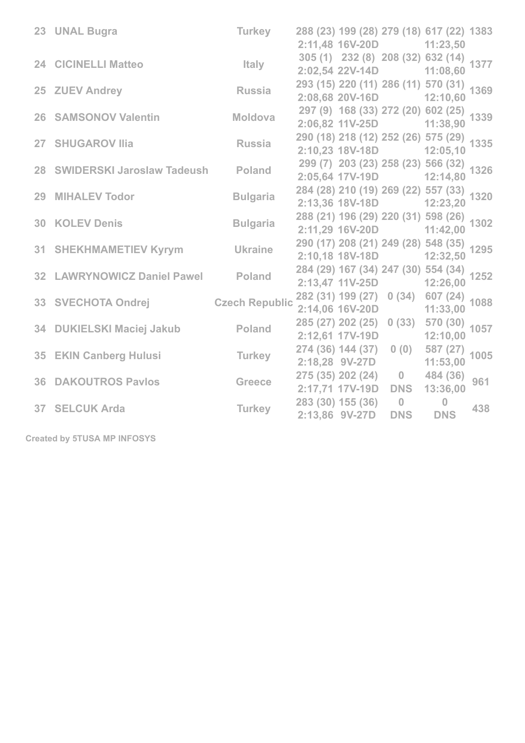| | | | | | | | |
|---|---|---|---|---|---|---|---|
| 23 | UNAL Bugra | Turkey | 288 (23)<br>2:11,48 | 199 (28)<br>16V-20D | 279 (18) | 617 (22)<br>11:23,50 | 1383 |
| 24 | CICINELLI Matteo | Italy | 305 (1)<br>2:02,54 | 232 (8)<br>22V-14D | 208 (32) | 632 (14)<br>11:08,60 | 1377 |
| 25 | ZUEV Andrey | Russia | 293 (15)<br>2:08,68 | 220 (11)<br>20V-16D | 286 (11) | 570 (31)<br>12:10,60 | 1369 |
| 26 | SAMSONOV Valentin | Moldova | 297 (9)<br>2:06,82 | 168 (33)<br>11V-25D | 272 (20) | 602 (25)<br>11:38,90 | 1339 |
| 27 | SHUGAROV Ilia | Russia | 290 (18)<br>2:10,23 | 218 (12)<br>18V-18D | 252 (26) | 575 (29)<br>12:05,10 | 1335 |
| 28 | SWIDERSKI Jaroslaw Tadeush | Poland | 299 (7)<br>2:05,64 | 203 (23)<br>17V-19D | 258 (23) | 566 (32)<br>12:14,80 | 1326 |
| 29 | MIHALEV Todor | Bulgaria | 284 (28)<br>2:13,36 | 210 (19)<br>18V-18D | 269 (22) | 557 (33)<br>12:23,20 | 1320 |
| 30 | KOLEV Denis | Bulgaria | 288 (21)<br>2:11,29 | 196 (29)<br>16V-20D | 220 (31) | 598 (26)<br>11:42,00 | 1302 |
| 31 | SHEKHMAMETIEV Kyrym | Ukraine | 290 (17)<br>2:10,18 | 208 (21)<br>18V-18D | 249 (28) | 548 (35)<br>12:32,50 | 1295 |
| 32 | LAWRYNOWICZ Daniel Pawel | Poland | 284 (29)<br>2:13,47 | 167 (34)<br>11V-25D | 247 (30) | 554 (34)<br>12:26,00 | 1252 |
| 33 | SVECHOTA Ondrej | Czech Republic | 282 (31)<br>2:14,06 | 199 (27)<br>16V-20D | 0 (34) | 607 (24)<br>11:33,00 | 1088 |
| 34 | DUKIELSKI Maciej Jakub | Poland | 285 (27)<br>2:12,61 | 202 (25)<br>17V-19D | 0 (33) | 570 (30)<br>12:10,00 | 1057 |
| 35 | EKIN Canberg Hulusi | Turkey | 274 (36)<br>2:18,28 | 144 (37)<br>9V-27D | 0 (0) | 587 (27)<br>11:53,00 | 1005 |
| 36 | DAKOUTROS Pavlos | Greece | 275 (35)<br>2:17,71 | 202 (24)<br>17V-19D | 0<br>DNS | 484 (36)<br>13:36,00 | 961 |
| 37 | SELCUK Arda | Turkey | 283 (30)<br>2:13,86 | 155 (36)<br>9V-27D | 0<br>DNS | 0<br>DNS | 438 |

Created by 5TUSA MP INFOSYS